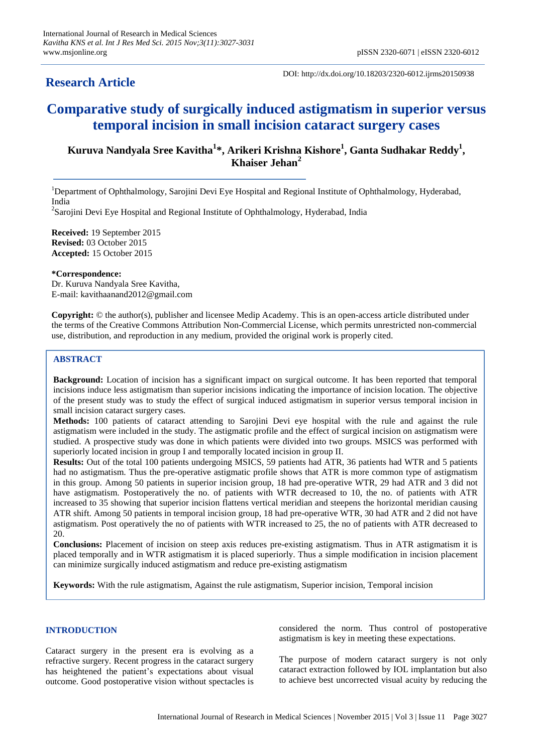## Research Article

DOI: http://dx.doi.org/10.18203/2320-6012.ijrms20150938

# Comparative study of surgically induced astigmatism in superior versus temporal incision in small incision cataract surgery cases

**Kuruva Nandyala Sree Kavitha[1]*, Arikeri Krishna Kishore[1], Ganta Sudhakar Reddy[1], Khaiser Jehan[2]**

[1]Department of Ophthalmology, Sarojini Devi Eye Hospital and Regional Institute of Ophthalmology, Hyderabad, India

[2]Sarojini Devi Eye Hospital and Regional Institute of Ophthalmology, Hyderabad, India

**Received:** 19 September 2015
**Revised:** 03 October 2015
**Accepted:** 15 October 2015

***Correspondence:**
Dr. Kuruva Nandyala Sree Kavitha,
E-mail: kavithaanand2012@gmail.com

**Copyright:** © the author(s), publisher and licensee Medip Academy. This is an open-access article distributed under the terms of the Creative Commons Attribution Non-Commercial License, which permits unrestricted non-commercial use, distribution, and reproduction in any medium, provided the original work is properly cited.

## ABSTRACT

**Background:** Location of incision has a significant impact on surgical outcome. It has been reported that temporal incisions induce less astigmatism than superior incisions indicating the importance of incision location. The objective of the present study was to study the effect of surgical induced astigmatism in superior versus temporal incision in small incision cataract surgery cases.

**Methods:** 100 patients of cataract attending to Sarojini Devi eye hospital with the rule and against the rule astigmatism were included in the study. The astigmatic profile and the effect of surgical incision on astigmatism were studied. A prospective study was done in which patients were divided into two groups. MSICS was performed with superiorly located incision in group I and temporally located incision in group II.

**Results:** Out of the total 100 patients undergoing MSICS, 59 patients had ATR, 36 patients had WTR and 5 patients had no astigmatism. Thus the pre-operative astigmatic profile shows that ATR is more common type of astigmatism in this group. Among 50 patients in superior incision group, 18 had pre-operative WTR, 29 had ATR and 3 did not have astigmatism. Postoperatively the no. of patients with WTR decreased to 10, the no. of patients with ATR increased to 35 showing that superior incision flattens vertical meridian and steepens the horizontal meridian causing ATR shift. Among 50 patients in temporal incision group, 18 had pre-operative WTR, 30 had ATR and 2 did not have astigmatism. Post operatively the no of patients with WTR increased to 25, the no of patients with ATR decreased to 20.

**Conclusions:** Placement of incision on steep axis reduces pre-existing astigmatism. Thus in ATR astigmatism it is placed temporally and in WTR astigmatism it is placed superiorly. Thus a simple modification in incision placement can minimize surgically induced astigmatism and reduce pre-existing astigmatism

**Keywords:** With the rule astigmatism, Against the rule astigmatism, Superior incision, Temporal incision

## INTRODUCTION

Cataract surgery in the present era is evolving as a refractive surgery. Recent progress in the cataract surgery has heightened the patient's expectations about visual outcome. Good postoperative vision without spectacles is considered the norm. Thus control of postoperative astigmatism is key in meeting these expectations.

The purpose of modern cataract surgery is not only cataract extraction followed by IOL implantation but also to achieve best uncorrected visual acuity by reducing the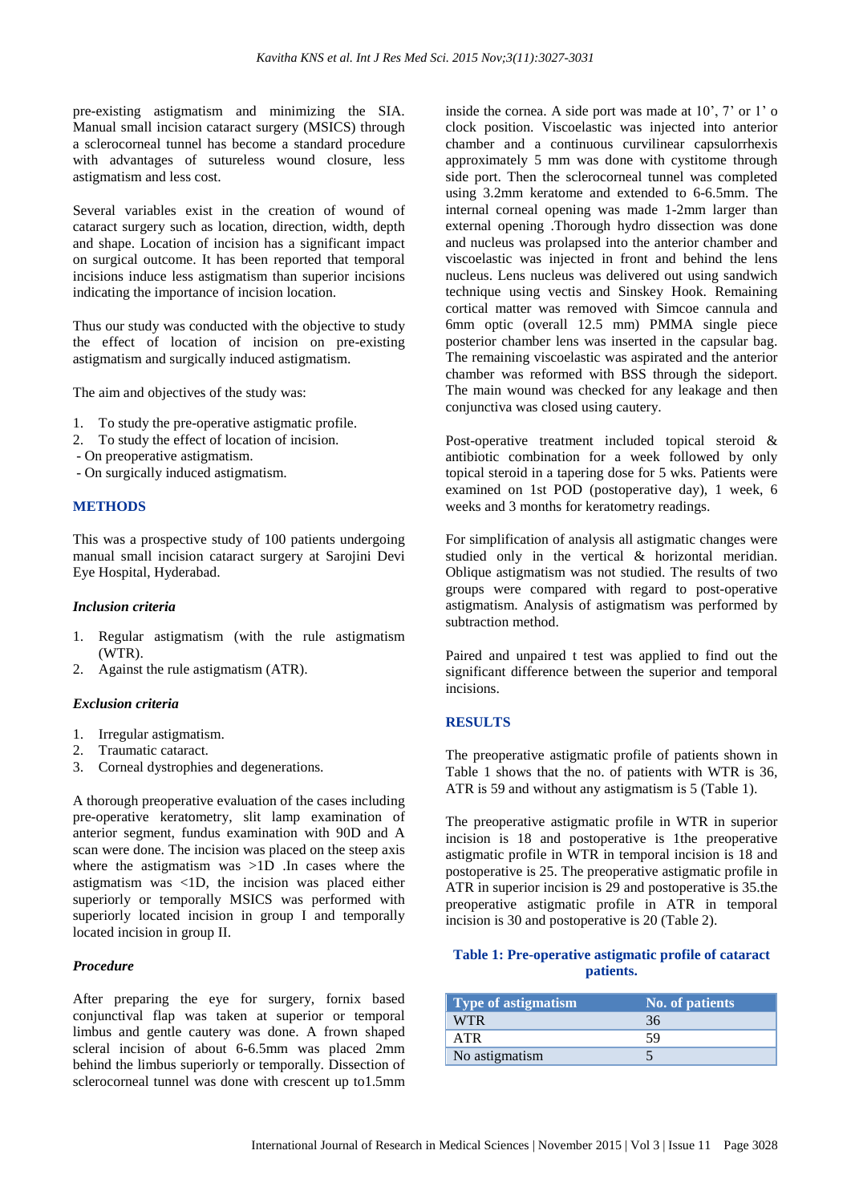pre-existing astigmatism and minimizing the SIA. Manual small incision cataract surgery (MSICS) through a sclerocorneal tunnel has become a standard procedure with advantages of sutureless wound closure, less astigmatism and less cost.

Several variables exist in the creation of wound of cataract surgery such as location, direction, width, depth and shape. Location of incision has a significant impact on surgical outcome. It has been reported that temporal incisions induce less astigmatism than superior incisions indicating the importance of incision location.

Thus our study was conducted with the objective to study the effect of location of incision on pre-existing astigmatism and surgically induced astigmatism.

The aim and objectives of the study was:

1. To study the pre-operative astigmatic profile.
2. To study the effect of location of incision.

- On preoperative astigmatism.
- On surgically induced astigmatism.

## METHODS

This was a prospective study of 100 patients undergoing manual small incision cataract surgery at Sarojini Devi Eye Hospital, Hyderabad.

### *Inclusion criteria*

1. Regular astigmatism (with the rule astigmatism (WTR).
2. Against the rule astigmatism (ATR).

### *Exclusion criteria*

1. Irregular astigmatism.
2. Traumatic cataract.
3. Corneal dystrophies and degenerations.

A thorough preoperative evaluation of the cases including pre-operative keratometry, slit lamp examination of anterior segment, fundus examination with 90D and A scan were done. The incision was placed on the steep axis where the astigmatism was >1D .In cases where the astigmatism was <1D, the incision was placed either superiorly or temporally MSICS was performed with superiorly located incision in group I and temporally located incision in group II.

### *Procedure*

After preparing the eye for surgery, fornix based conjunctival flap was taken at superior or temporal limbus and gentle cautery was done. A frown shaped scleral incision of about 6-6.5mm was placed 2mm behind the limbus superiorly or temporally. Dissection of sclerocorneal tunnel was done with crescent up to1.5mm inside the cornea. A side port was made at 10', 7' or 1' o clock position. Viscoelastic was injected into anterior chamber and a continuous curvilinear capsulorrhexis approximately 5 mm was done with cystitome through side port. Then the sclerocorneal tunnel was completed using 3.2mm keratome and extended to 6-6.5mm. The internal corneal opening was made 1-2mm larger than external opening .Thorough hydro dissection was done and nucleus was prolapsed into the anterior chamber and viscoelastic was injected in front and behind the lens nucleus. Lens nucleus was delivered out using sandwich technique using vectis and Sinskey Hook. Remaining cortical matter was removed with Simcoe cannula and 6mm optic (overall 12.5 mm) PMMA single piece posterior chamber lens was inserted in the capsular bag. The remaining viscoelastic was aspirated and the anterior chamber was reformed with BSS through the sideport. The main wound was checked for any leakage and then conjunctiva was closed using cautery.

Post-operative treatment included topical steroid & antibiotic combination for a week followed by only topical steroid in a tapering dose for 5 wks. Patients were examined on 1st POD (postoperative day), 1 week, 6 weeks and 3 months for keratometry readings.

For simplification of analysis all astigmatic changes were studied only in the vertical & horizontal meridian. Oblique astigmatism was not studied. The results of two groups were compared with regard to post-operative astigmatism. Analysis of astigmatism was performed by subtraction method.

Paired and unpaired t test was applied to find out the significant difference between the superior and temporal incisions.

## RESULTS

The preoperative astigmatic profile of patients shown in Table 1 shows that the no. of patients with WTR is 36, ATR is 59 and without any astigmatism is 5 (Table 1).

The preoperative astigmatic profile in WTR in superior incision is 18 and postoperative is 1the preoperative astigmatic profile in WTR in temporal incision is 18 and postoperative is 25. The preoperative astigmatic profile in ATR in superior incision is 29 and postoperative is 35.the preoperative astigmatic profile in ATR in temporal incision is 30 and postoperative is 20 (Table 2).

**Table 1: Pre-operative astigmatic profile of cataract patients.**

| Type of astigmatism | No. of patients |
|---|---|
| WTR | 36 |
| ATR | 59 |
| No astigmatism | 5 |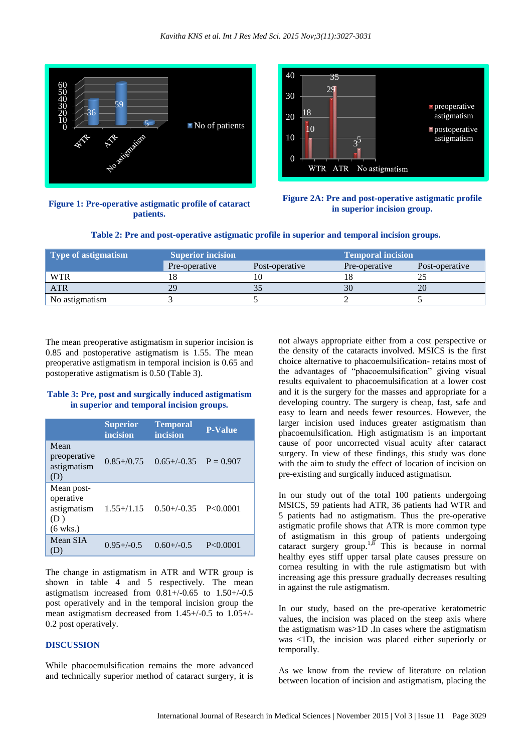**Figure 1: Pre-operative astigmatic profile of cataract patients.**

**Figure 2A: Pre and post-operative astigmatic profile in superior incision group.**

**Table 2: Pre and post-operative astigmatic profile in superior and temporal incision groups.**

| Type of astigmatism | Superior incision | | Temporal incision | |
|---|---|---|---|---|
| | Pre-operative | Post-operative | Pre-operative | Post-operative |
| WTR | 18 | 10 | 18 | 25 |
| ATR | 29 | 35 | 30 | 20 |
| No astigmatism | 3 | 5 | 2 | 5 |

The mean preoperative astigmatism in superior incision is 0.85 and postoperative astigmatism is 1.55. The mean preoperative astigmatism in temporal incision is 0.65 and postoperative astigmatism is 0.50 (Table 3).

**Table 3: Pre, post and surgically induced astigmatism in superior and temporal incision groups.**

| | Superior incision | Temporal incision | P-Value |
|---|---|---|---|
| Mean preoperative astigmatism (D) | 0.85+/0.75 | 0.65+/-0.35 | P = 0.907 |
| Mean post-operative astigmatism (D ) (6 wks.) | 1.55+/1.15 | 0.50+/-0.35 | P<0.0001 |
| Mean SIA (D) | 0.95+/-0.5 | 0.60+/-0.5 | P<0.0001 |

The change in astigmatism in ATR and WTR group is shown in table 4 and 5 respectively. The mean astigmatism increased from 0.81+/-0.65 to 1.50+/-0.5 post operatively and in the temporal incision group the mean astigmatism decreased from 1.45+/-0.5 to 1.05+/-0.2 post operatively.

## DISCUSSION

While phacoemulsification remains the more advanced and technically superior method of cataract surgery, it is not always appropriate either from a cost perspective or the density of the cataracts involved. MSICS is the first choice alternative to phacoemulsification- retains most of the advantages of "phacoemulsification" giving visual results equivalent to phacoemulsification at a lower cost and it is the surgery for the masses and appropriate for a developing country. The surgery is cheap, fast, safe and easy to learn and needs fewer resources. However, the larger incision used induces greater astigmatism than phacoemulsification. High astigmatism is an important cause of poor uncorrected visual acuity after cataract surgery. In view of these findings, this study was done with the aim to study the effect of location of incision on pre-existing and surgically induced astigmatism.

In our study out of the total 100 patients undergoing MSICS, 59 patients had ATR, 36 patients had WTR and 5 patients had no astigmatism. Thus the pre-operative astigmatic profile shows that ATR is more common type of astigmatism in this group of patients undergoing cataract surgery group.[1,8] This is because in normal healthy eyes stiff upper tarsal plate causes pressure on cornea resulting in with the rule astigmatism but with increasing age this pressure gradually decreases resulting in against the rule astigmatism.

In our study, based on the pre-operative keratometric values, the incision was placed on the steep axis where the astigmatism was>1D .In cases where the astigmatism was <1D, the incision was placed either superiorly or temporally.

As we know from the review of literature on relation between location of incision and astigmatism, placing the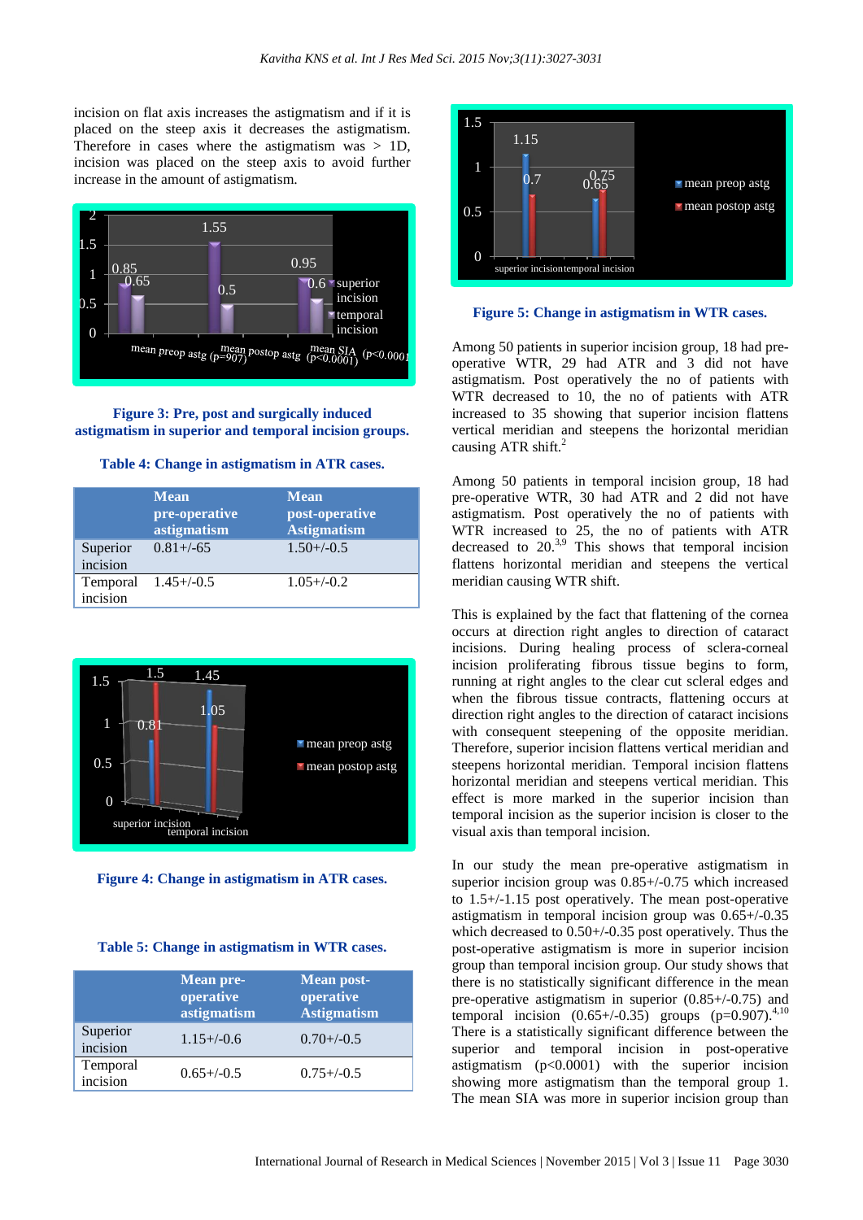incision on flat axis increases the astigmatism and if it is placed on the steep axis it decreases the astigmatism. Therefore in cases where the astigmatism was > 1D, incision was placed on the steep axis to avoid further increase in the amount of astigmatism.

**Figure 3: Pre, post and surgically induced astigmatism in superior and temporal incision groups.**

**Table 4: Change in astigmatism in ATR cases.**

| | Mean pre-operative astigmatism | Mean post-operative Astigmatism |
|---|---|---|
| Superior incision | 0.81+/-65 | 1.50+/-0.5 |
| Temporal incision | 1.45+/-0.5 | 1.05+/-0.2 |

**Figure 4: Change in astigmatism in ATR cases.**

**Table 5: Change in astigmatism in WTR cases.**

| | Mean pre-operative astigmatism | Mean post-operative Astigmatism |
|---|---|---|
| Superior incision | 1.15+/-0.6 | 0.70+/-0.5 |
| Temporal incision | 0.65+/-0.5 | 0.75+/-0.5 |

**Figure 5: Change in astigmatism in WTR cases.**

Among 50 patients in superior incision group, 18 had pre-operative WTR, 29 had ATR and 3 did not have astigmatism. Post operatively the no of patients with WTR decreased to 10, the no of patients with ATR increased to 35 showing that superior incision flattens vertical meridian and steepens the horizontal meridian causing ATR shift.[2]

Among 50 patients in temporal incision group, 18 had pre-operative WTR, 30 had ATR and 2 did not have astigmatism. Post operatively the no of patients with WTR increased to 25, the no of patients with ATR decreased to 20.[3,9] This shows that temporal incision flattens horizontal meridian and steepens the vertical meridian causing WTR shift.

This is explained by the fact that flattening of the cornea occurs at direction right angles to direction of cataract incisions. During healing process of sclera-corneal incision proliferating fibrous tissue begins to form, running at right angles to the clear cut scleral edges and when the fibrous tissue contracts, flattening occurs at direction right angles to the direction of cataract incisions with consequent steepening of the opposite meridian. Therefore, superior incision flattens vertical meridian and steepens horizontal meridian. Temporal incision flattens horizontal meridian and steepens vertical meridian. This effect is more marked in the superior incision than temporal incision as the superior incision is closer to the visual axis than temporal incision.

In our study the mean pre-operative astigmatism in superior incision group was 0.85+/-0.75 which increased to 1.5+/-1.15 post operatively. The mean post-operative astigmatism in temporal incision group was 0.65+/-0.35 which decreased to 0.50+/-0.35 post operatively. Thus the post-operative astigmatism is more in superior incision group than temporal incision group. Our study shows that there is no statistically significant difference in the mean pre-operative astigmatism in superior (0.85+/-0.75) and temporal incision (0.65+/-0.35) groups ($p=0.907$).[4,10] There is a statistically significant difference between the superior and temporal incision in post-operative astigmatism ($p<0.0001$) with the superior incision showing more astigmatism than the temporal group 1. The mean SIA was more in superior incision group than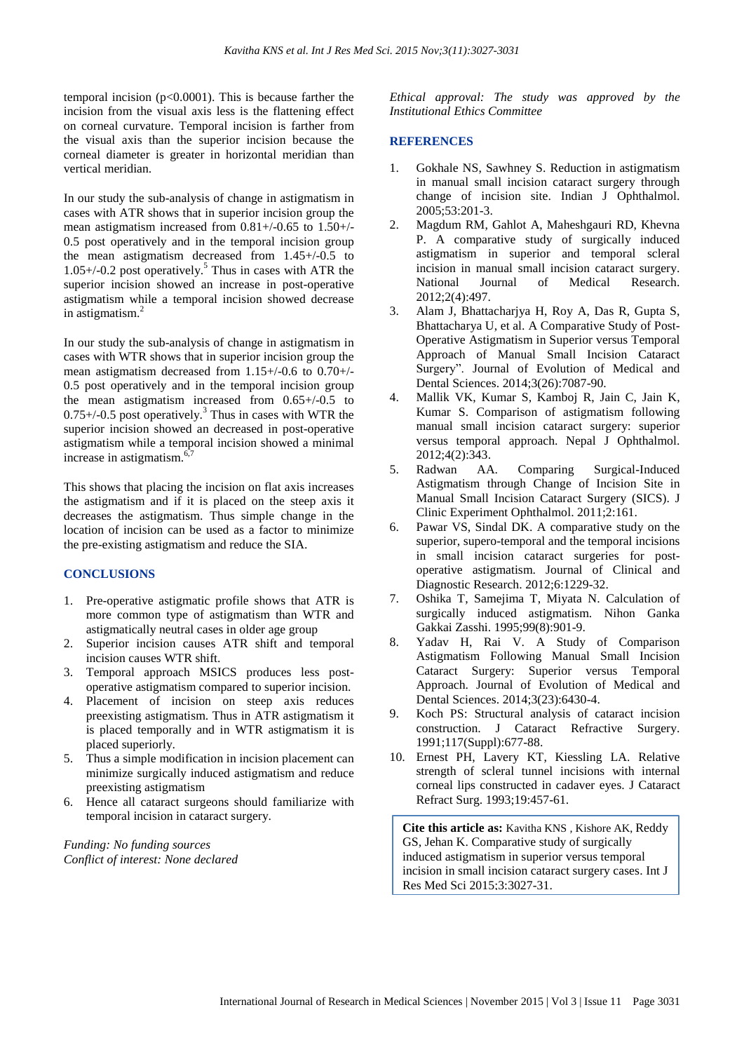temporal incision (p<0.0001). This is because farther the incision from the visual axis less is the flattening effect on corneal curvature. Temporal incision is farther from the visual axis than the superior incision because the corneal diameter is greater in horizontal meridian than vertical meridian.

In our study the sub-analysis of change in astigmatism in cases with ATR shows that in superior incision group the mean astigmatism increased from 0.81+/-0.65 to 1.50+/-0.5 post operatively and in the temporal incision group the mean astigmatism decreased from 1.45+/-0.5 to 1.05+/-0.2 post operatively.[5] Thus in cases with ATR the superior incision showed an increase in post-operative astigmatism while a temporal incision showed decrease in astigmatism.[2]

In our study the sub-analysis of change in astigmatism in cases with WTR shows that in superior incision group the mean astigmatism decreased from 1.15+/-0.6 to 0.70+/-0.5 post operatively and in the temporal incision group the mean astigmatism increased from 0.65+/-0.5 to 0.75+/-0.5 post operatively.[3] Thus in cases with WTR the superior incision showed an decreased in post-operative astigmatism while a temporal incision showed a minimal increase in astigmatism.[6,7]

This shows that placing the incision on flat axis increases the astigmatism and if it is placed on the steep axis it decreases the astigmatism. Thus simple change in the location of incision can be used as a factor to minimize the pre-existing astigmatism and reduce the SIA.

## CONCLUSIONS

1. Pre-operative astigmatic profile shows that ATR is more common type of astigmatism than WTR and astigmatically neutral cases in older age group
2. Superior incision causes ATR shift and temporal incision causes WTR shift.
3. Temporal approach MSICS produces less post-operative astigmatism compared to superior incision.
4. Placement of incision on steep axis reduces preexisting astigmatism. Thus in ATR astigmatism it is placed temporally and in WTR astigmatism it is placed superiorly.
5. Thus a simple modification in incision placement can minimize surgically induced astigmatism and reduce preexisting astigmatism
6. Hence all cataract surgeons should familiarize with temporal incision in cataract surgery.

*Funding: No funding sources*
*Conflict of interest: None declared*
*Ethical approval: The study was approved by the Institutional Ethics Committee*

## REFERENCES

1. Gokhale NS, Sawhney S. Reduction in astigmatism in manual small incision cataract surgery through change of incision site. Indian J Ophthalmol. 2005;53:201-3.
2. Magdum RM, Gahlot A, Maheshgauri RD, Khevna P. A comparative study of surgically induced astigmatism in superior and temporal scleral incision in manual small incision cataract surgery. National Journal of Medical Research. 2012;2(4):497.
3. Alam J, Bhattacharjya H, Roy A, Das R, Gupta S, Bhattacharya U, et al. A Comparative Study of Post-Operative Astigmatism in Superior versus Temporal Approach of Manual Small Incision Cataract Surgery". Journal of Evolution of Medical and Dental Sciences. 2014;3(26):7087-90.
4. Mallik VK, Kumar S, Kamboj R, Jain C, Jain K, Kumar S. Comparison of astigmatism following manual small incision cataract surgery: superior versus temporal approach. Nepal J Ophthalmol. 2012;4(2):343.
5. Radwan AA. Comparing Surgical-Induced Astigmatism through Change of Incision Site in Manual Small Incision Cataract Surgery (SICS). J Clinic Experiment Ophthalmol. 2011;2:161.
6. Pawar VS, Sindal DK. A comparative study on the superior, supero-temporal and the temporal incisions in small incision cataract surgeries for post-operative astigmatism. Journal of Clinical and Diagnostic Research. 2012;6:1229-32.
7. Oshika T, Samejima T, Miyata N. Calculation of surgically induced astigmatism. Nihon Ganka Gakkai Zasshi. 1995;99(8):901-9.
8. Yadav H, Rai V. A Study of Comparison Astigmatism Following Manual Small Incision Cataract Surgery: Superior versus Temporal Approach. Journal of Evolution of Medical and Dental Sciences. 2014;3(23):6430-4.
9. Koch PS: Structural analysis of cataract incision construction. J Cataract Refractive Surgery. 1991;117(Suppl):677-88.
10. Ernest PH, Lavery KT, Kiessling LA. Relative strength of scleral tunnel incisions with internal corneal lips constructed in cadaver eyes. J Cataract Refract Surg. 1993;19:457-61.

**Cite this article as:** Kavitha KNS , Kishore AK, Reddy GS, Jehan K. Comparative study of surgically induced astigmatism in superior versus temporal incision in small incision cataract surgery cases. Int J Res Med Sci 2015;3:3027-31.